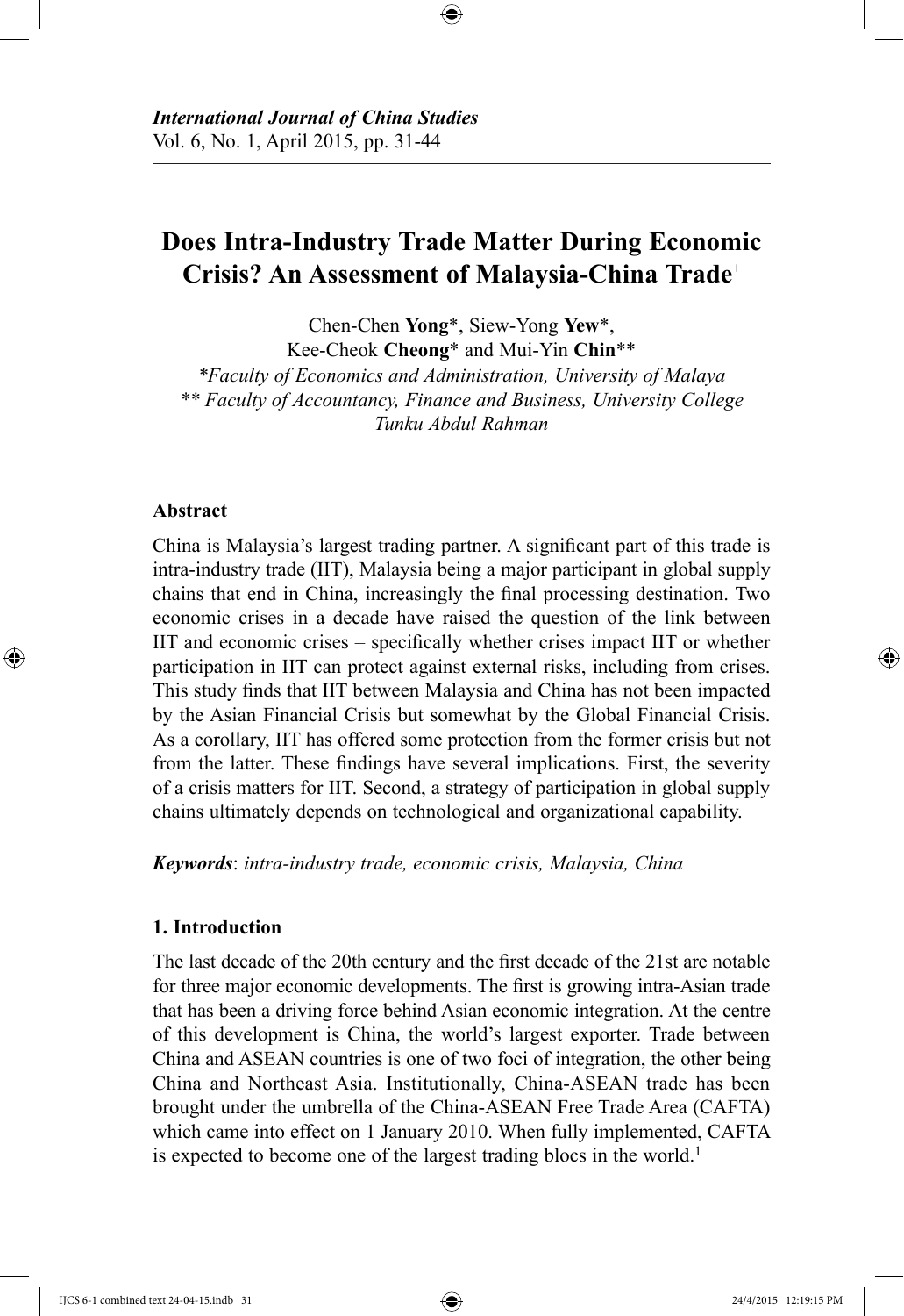# Does Intra-Industry Trade Matter During Economic Crisis? An Assessment of Malaysia-China Trade[+]

Chen-Chen **Yong**\*, Siew-Yong **Yew**\*,
Kee-Cheok **Cheong**\* and Mui-Yin **Chin**\*\*

*\*Faculty of Economics and Administration, University of Malaya*
*\*\* Faculty of Accountancy, Finance and Business, University College Tunku Abdul Rahman*

## Abstract

China is Malaysia's largest trading partner. A significant part of this trade is intra-industry trade (IIT), Malaysia being a major participant in global supply chains that end in China, increasingly the final processing destination. Two economic crises in a decade have raised the question of the link between IIT and economic crises – specifically whether crises impact IIT or whether participation in IIT can protect against external risks, including from crises. This study finds that IIT between Malaysia and China has not been impacted by the Asian Financial Crisis but somewhat by the Global Financial Crisis. As a corollary, IIT has offered some protection from the former crisis but not from the latter. These findings have several implications. First, the severity of a crisis matters for IIT. Second, a strategy of participation in global supply chains ultimately depends on technological and organizational capability.

***Keywords***: *intra-industry trade, economic crisis, Malaysia, China*

## 1. Introduction

The last decade of the 20th century and the first decade of the 21st are notable for three major economic developments. The first is growing intra-Asian trade that has been a driving force behind Asian economic integration. At the centre of this development is China, the world's largest exporter. Trade between China and ASEAN countries is one of two foci of integration, the other being China and Northeast Asia. Institutionally, China-ASEAN trade has been brought under the umbrella of the China-ASEAN Free Trade Area (CAFTA) which came into effect on 1 January 2010. When fully implemented, CAFTA is expected to become one of the largest trading blocs in the world.[1]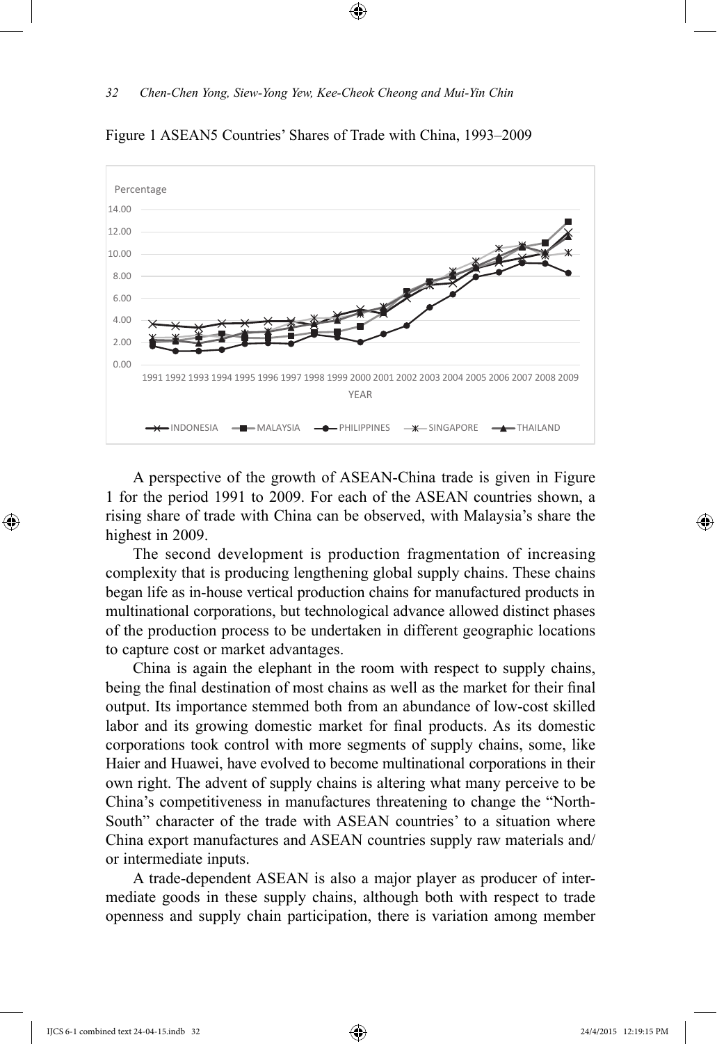Figure 1 ASEAN5 Countries' Shares of Trade with China, 1993–2009

A perspective of the growth of ASEAN-China trade is given in Figure 1 for the period 1991 to 2009. For each of the ASEAN countries shown, a rising share of trade with China can be observed, with Malaysia's share the highest in 2009.

The second development is production fragmentation of increasing complexity that is producing lengthening global supply chains. These chains began life as in-house vertical production chains for manufactured products in multinational corporations, but technological advance allowed distinct phases of the production process to be undertaken in different geographic locations to capture cost or market advantages.

China is again the elephant in the room with respect to supply chains, being the final destination of most chains as well as the market for their final output. Its importance stemmed both from an abundance of low-cost skilled labor and its growing domestic market for final products. As its domestic corporations took control with more segments of supply chains, some, like Haier and Huawei, have evolved to become multinational corporations in their own right. The advent of supply chains is altering what many perceive to be China's competitiveness in manufactures threatening to change the "North-South" character of the trade with ASEAN countries' to a situation where China export manufactures and ASEAN countries supply raw materials and/or intermediate inputs.

A trade-dependent ASEAN is also a major player as producer of intermediate goods in these supply chains, although both with respect to trade openness and supply chain participation, there is variation among member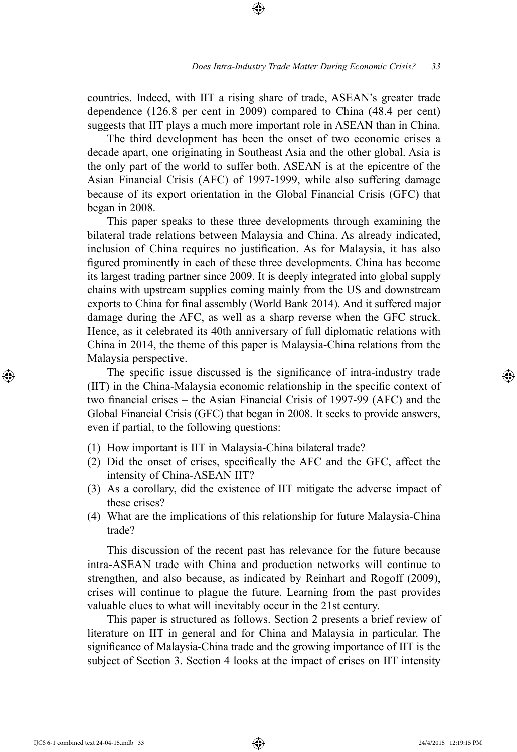countries. Indeed, with IIT a rising share of trade, ASEAN's greater trade dependence (126.8 per cent in 2009) compared to China (48.4 per cent) suggests that IIT plays a much more important role in ASEAN than in China.

The third development has been the onset of two economic crises a decade apart, one originating in Southeast Asia and the other global. Asia is the only part of the world to suffer both. ASEAN is at the epicentre of the Asian Financial Crisis (AFC) of 1997-1999, while also suffering damage because of its export orientation in the Global Financial Crisis (GFC) that began in 2008.

This paper speaks to these three developments through examining the bilateral trade relations between Malaysia and China. As already indicated, inclusion of China requires no justification. As for Malaysia, it has also figured prominently in each of these three developments. China has become its largest trading partner since 2009. It is deeply integrated into global supply chains with upstream supplies coming mainly from the US and downstream exports to China for final assembly (World Bank 2014). And it suffered major damage during the AFC, as well as a sharp reverse when the GFC struck. Hence, as it celebrated its 40th anniversary of full diplomatic relations with China in 2014, the theme of this paper is Malaysia-China relations from the Malaysia perspective.

The specific issue discussed is the significance of intra-industry trade (IIT) in the China-Malaysia economic relationship in the specific context of two financial crises – the Asian Financial Crisis of 1997-99 (AFC) and the Global Financial Crisis (GFC) that began in 2008. It seeks to provide answers, even if partial, to the following questions:

(1) How important is IIT in Malaysia-China bilateral trade?
(2) Did the onset of crises, specifically the AFC and the GFC, affect the intensity of China-ASEAN IIT?
(3) As a corollary, did the existence of IIT mitigate the adverse impact of these crises?
(4) What are the implications of this relationship for future Malaysia-China trade?

This discussion of the recent past has relevance for the future because intra-ASEAN trade with China and production networks will continue to strengthen, and also because, as indicated by Reinhart and Rogoff (2009), crises will continue to plague the future. Learning from the past provides valuable clues to what will inevitably occur in the 21st century.

This paper is structured as follows. Section 2 presents a brief review of literature on IIT in general and for China and Malaysia in particular. The significance of Malaysia-China trade and the growing importance of IIT is the subject of Section 3. Section 4 looks at the impact of crises on IIT intensity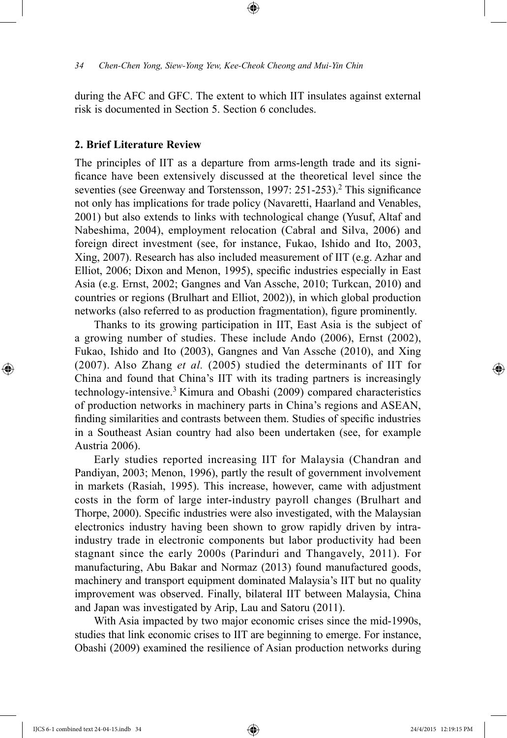during the AFC and GFC. The extent to which IIT insulates against external risk is documented in Section 5. Section 6 concludes.

## 2. Brief Literature Review

The principles of IIT as a departure from arms-length trade and its significance have been extensively discussed at the theoretical level since the seventies (see Greenway and Torstensson, 1997: 251-253).[2] This significance not only has implications for trade policy (Navaretti, Haarland and Venables, 2001) but also extends to links with technological change (Yusuf, Altaf and Nabeshima, 2004), employment relocation (Cabral and Silva, 2006) and foreign direct investment (see, for instance, Fukao, Ishido and Ito, 2003, Xing, 2007). Research has also included measurement of IIT (e.g. Azhar and Elliot, 2006; Dixon and Menon, 1995), specific industries especially in East Asia (e.g. Ernst, 2002; Gangnes and Van Assche, 2010; Turkcan, 2010) and countries or regions (Brulhart and Elliot, 2002)), in which global production networks (also referred to as production fragmentation), figure prominently.

Thanks to its growing participation in IIT, East Asia is the subject of a growing number of studies. These include Ando (2006), Ernst (2002), Fukao, Ishido and Ito (2003), Gangnes and Van Assche (2010), and Xing (2007). Also Zhang *et al.* (2005) studied the determinants of IIT for China and found that China's IIT with its trading partners is increasingly technology-intensive.[3] Kimura and Obashi (2009) compared characteristics of production networks in machinery parts in China's regions and ASEAN, finding similarities and contrasts between them. Studies of specific industries in a Southeast Asian country had also been undertaken (see, for example Austria 2006).

Early studies reported increasing IIT for Malaysia (Chandran and Pandiyan, 2003; Menon, 1996), partly the result of government involvement in markets (Rasiah, 1995). This increase, however, came with adjustment costs in the form of large inter-industry payroll changes (Brulhart and Thorpe, 2000). Specific industries were also investigated, with the Malaysian electronics industry having been shown to grow rapidly driven by intra-industry trade in electronic components but labor productivity had been stagnant since the early 2000s (Parinduri and Thangavely, 2011). For manufacturing, Abu Bakar and Normaz (2013) found manufactured goods, machinery and transport equipment dominated Malaysia's IIT but no quality improvement was observed. Finally, bilateral IIT between Malaysia, China and Japan was investigated by Arip, Lau and Satoru (2011).

With Asia impacted by two major economic crises since the mid-1990s, studies that link economic crises to IIT are beginning to emerge. For instance, Obashi (2009) examined the resilience of Asian production networks during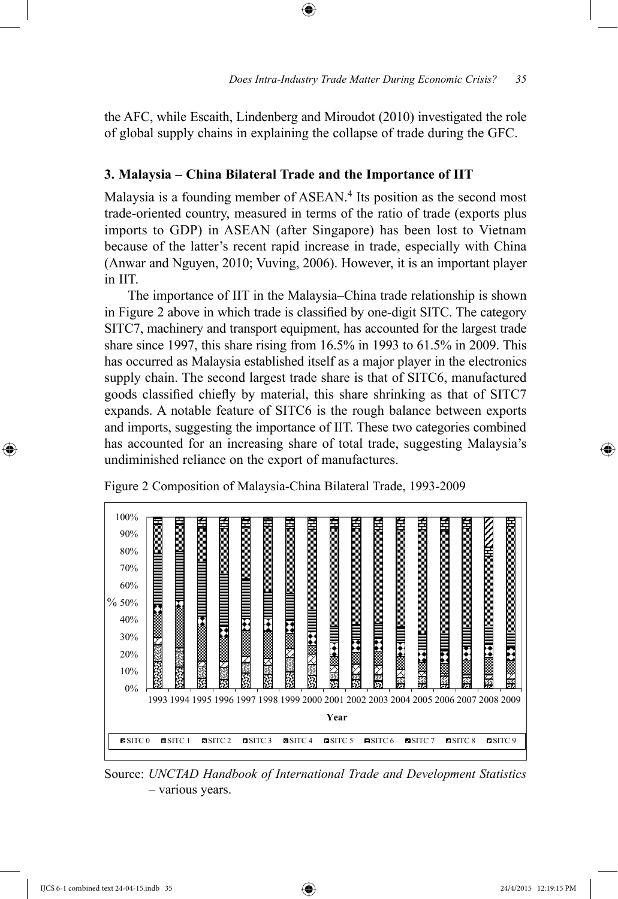the AFC, while Escaith, Lindenberg and Miroudot (2010) investigated the role of global supply chains in explaining the collapse of trade during the GFC.

### 3. Malaysia – China Bilateral Trade and the Importance of IIT

Malaysia is a founding member of ASEAN.[4] Its position as the second most trade-oriented country, measured in terms of the ratio of trade (exports plus imports to GDP) in ASEAN (after Singapore) has been lost to Vietnam because of the latter's recent rapid increase in trade, especially with China (Anwar and Nguyen, 2010; Vuving, 2006). However, it is an important player in IIT.

The importance of IIT in the Malaysia–China trade relationship is shown in Figure 2 above in which trade is classified by one-digit SITC. The category SITC7, machinery and transport equipment, has accounted for the largest trade share since 1997, this share rising from 16.5% in 1993 to 61.5% in 2009. This has occurred as Malaysia established itself as a major player in the electronics supply chain. The second largest trade share is that of SITC6, manufactured goods classified chiefly by material, this share shrinking as that of SITC7 expands. A notable feature of SITC6 is the rough balance between exports and imports, suggesting the importance of IIT. These two categories combined has accounted for an increasing share of total trade, suggesting Malaysia's undiminished reliance on the export of manufactures.

Figure 2 Composition of Malaysia-China Bilateral Trade, 1993-2009

Source: *UNCTAD Handbook of International Trade and Development Statistics* – various years.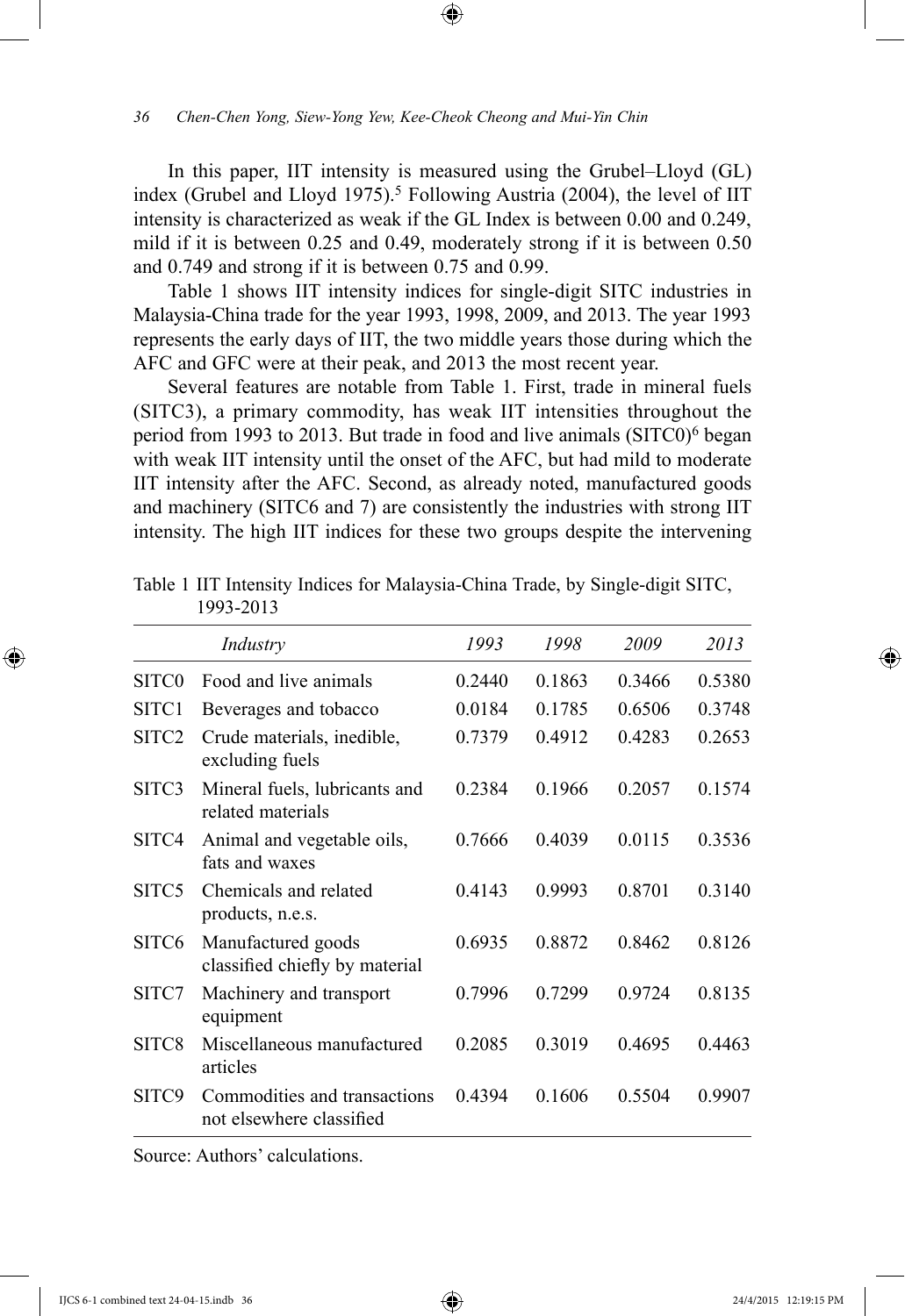In this paper, IIT intensity is measured using the Grubel–Lloyd (GL) index (Grubel and Lloyd 1975).[5] Following Austria (2004), the level of IIT intensity is characterized as weak if the GL Index is between 0.00 and 0.249, mild if it is between 0.25 and 0.49, moderately strong if it is between 0.50 and 0.749 and strong if it is between 0.75 and 0.99.

Table 1 shows IIT intensity indices for single-digit SITC industries in Malaysia-China trade for the year 1993, 1998, 2009, and 2013. The year 1993 represents the early days of IIT, the two middle years those during which the AFC and GFC were at their peak, and 2013 the most recent year.

Several features are notable from Table 1. First, trade in mineral fuels (SITC3), a primary commodity, has weak IIT intensities throughout the period from 1993 to 2013. But trade in food and live animals (SITC0)[6] began with weak IIT intensity until the onset of the AFC, but had mild to moderate IIT intensity after the AFC. Second, as already noted, manufactured goods and machinery (SITC6 and 7) are consistently the industries with strong IIT intensity. The high IIT indices for these two groups despite the intervening

Table 1 IIT Intensity Indices for Malaysia-China Trade, by Single-digit SITC, 1993-2013

| | *Industry* | *1993* | *1998* | *2009* | *2013* |
|---|---|---|---|---|---|
| SITC0 | Food and live animals | 0.2440 | 0.1863 | 0.3466 | 0.5380 |
| SITC1 | Beverages and tobacco | 0.0184 | 0.1785 | 0.6506 | 0.3748 |
| SITC2 | Crude materials, inedible, excluding fuels | 0.7379 | 0.4912 | 0.4283 | 0.2653 |
| SITC3 | Mineral fuels, lubricants and related materials | 0.2384 | 0.1966 | 0.2057 | 0.1574 |
| SITC4 | Animal and vegetable oils, fats and waxes | 0.7666 | 0.4039 | 0.0115 | 0.3536 |
| SITC5 | Chemicals and related products, n.e.s. | 0.4143 | 0.9993 | 0.8701 | 0.3140 |
| SITC6 | Manufactured goods classified chiefly by material | 0.6935 | 0.8872 | 0.8462 | 0.8126 |
| SITC7 | Machinery and transport equipment | 0.7996 | 0.7299 | 0.9724 | 0.8135 |
| SITC8 | Miscellaneous manufactured articles | 0.2085 | 0.3019 | 0.4695 | 0.4463 |
| SITC9 | Commodities and transactions not elsewhere classified | 0.4394 | 0.1606 | 0.5504 | 0.9907 |

Source: Authors' calculations.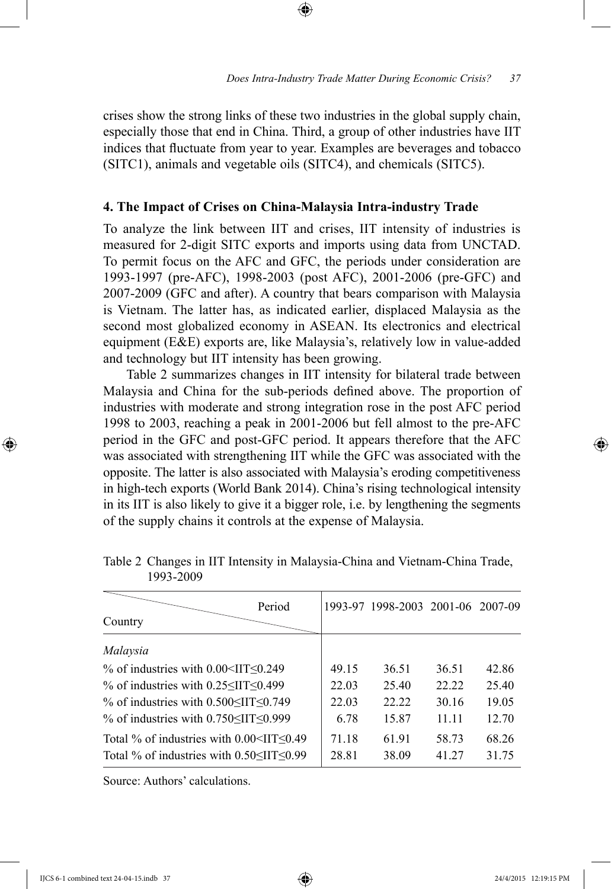crises show the strong links of these two industries in the global supply chain, especially those that end in China. Third, a group of other industries have IIT indices that fluctuate from year to year. Examples are beverages and tobacco (SITC1), animals and vegetable oils (SITC4), and chemicals (SITC5).

### 4. The Impact of Crises on China-Malaysia Intra-industry Trade

To analyze the link between IIT and crises, IIT intensity of industries is measured for 2-digit SITC exports and imports using data from UNCTAD. To permit focus on the AFC and GFC, the periods under consideration are 1993-1997 (pre-AFC), 1998-2003 (post AFC), 2001-2006 (pre-GFC) and 2007-2009 (GFC and after). A country that bears comparison with Malaysia is Vietnam. The latter has, as indicated earlier, displaced Malaysia as the second most globalized economy in ASEAN. Its electronics and electrical equipment (E&E) exports are, like Malaysia's, relatively low in value-added and technology but IIT intensity has been growing.

Table 2 summarizes changes in IIT intensity for bilateral trade between Malaysia and China for the sub-periods defined above. The proportion of industries with moderate and strong integration rose in the post AFC period 1998 to 2003, reaching a peak in 2001-2006 but fell almost to the pre-AFC period in the GFC and post-GFC period. It appears therefore that the AFC was associated with strengthening IIT while the GFC was associated with the opposite. The latter is also associated with Malaysia's eroding competitiveness in high-tech exports (World Bank 2014). China's rising technological intensity in its IIT is also likely to give it a bigger role, i.e. by lengthening the segments of the supply chains it controls at the expense of Malaysia.

Table 2 Changes in IIT Intensity in Malaysia-China and Vietnam-China Trade, 1993-2009

| Country \ Period | 1993-97 | 1998-2003 | 2001-06 | 2007-09 |
|---|---|---|---|---|
| *Malaysia* | | | | |
| % of industries with 0.00<IIT≤0.249 | 49.15 | 36.51 | 36.51 | 42.86 |
| % of industries with 0.25≤IIT≤0.499 | 22.03 | 25.40 | 22.22 | 25.40 |
| % of industries with 0.500≤IIT≤0.749 | 22.03 | 22.22 | 30.16 | 19.05 |
| % of industries with 0.750≤IIT≤0.999 | 6.78 | 15.87 | 11.11 | 12.70 |
| Total % of industries with 0.00<IIT≤0.49 | 71.18 | 61.91 | 58.73 | 68.26 |
| Total % of industries with 0.50≤IIT≤0.99 | 28.81 | 38.09 | 41.27 | 31.75 |

Source: Authors' calculations.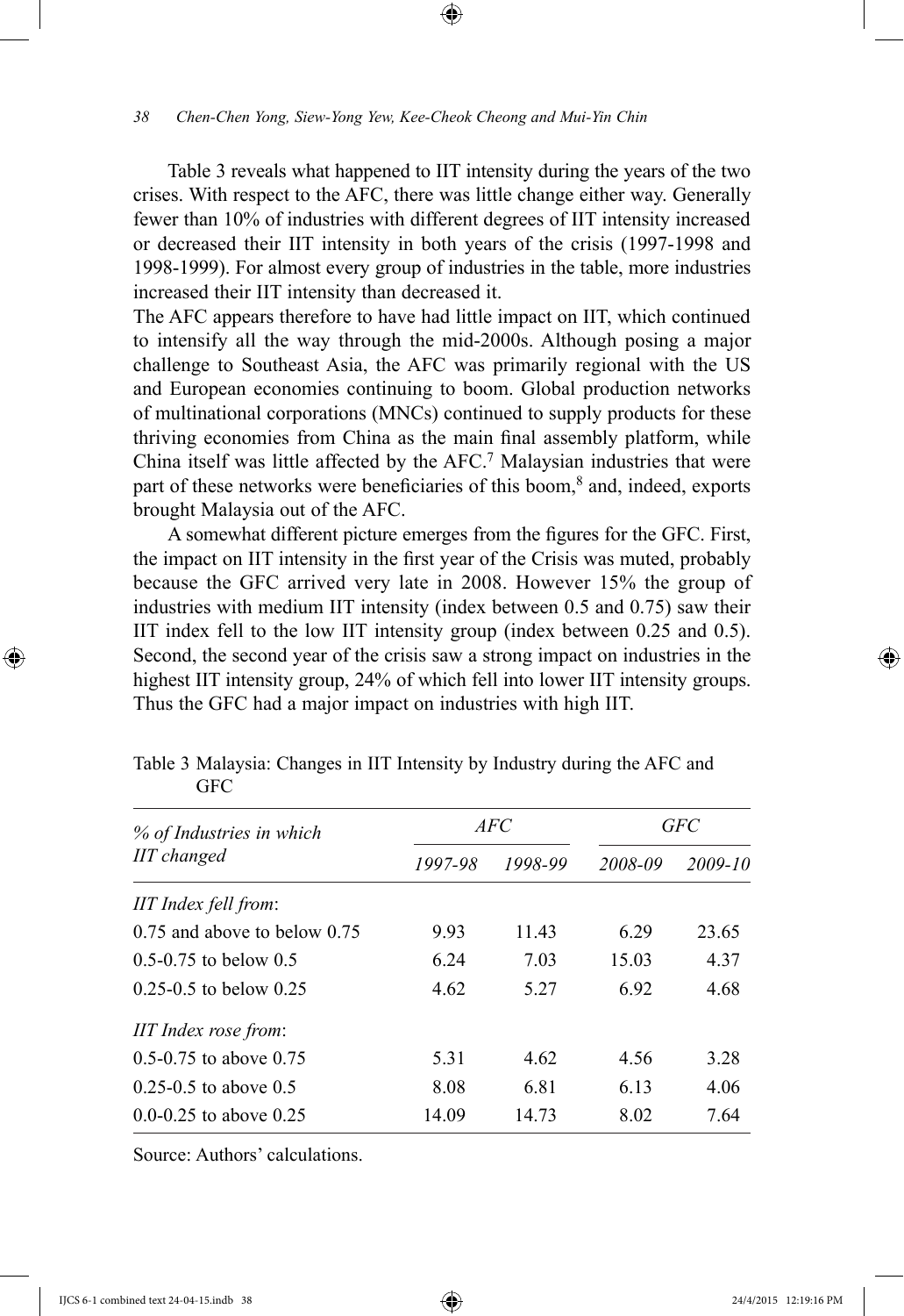Table 3 reveals what happened to IIT intensity during the years of the two crises. With respect to the AFC, there was little change either way. Generally fewer than 10% of industries with different degrees of IIT intensity increased or decreased their IIT intensity in both years of the crisis (1997-1998 and 1998-1999). For almost every group of industries in the table, more industries increased their IIT intensity than decreased it.

The AFC appears therefore to have had little impact on IIT, which continued to intensify all the way through the mid-2000s. Although posing a major challenge to Southeast Asia, the AFC was primarily regional with the US and European economies continuing to boom. Global production networks of multinational corporations (MNCs) continued to supply products for these thriving economies from China as the main final assembly platform, while China itself was little affected by the AFC.[7] Malaysian industries that were part of these networks were beneficiaries of this boom,[8] and, indeed, exports brought Malaysia out of the AFC.

A somewhat different picture emerges from the figures for the GFC. First, the impact on IIT intensity in the first year of the Crisis was muted, probably because the GFC arrived very late in 2008. However 15% the group of industries with medium IIT intensity (index between 0.5 and 0.75) saw their IIT index fell to the low IIT intensity group (index between 0.25 and 0.5). Second, the second year of the crisis saw a strong impact on industries in the highest IIT intensity group, 24% of which fell into lower IIT intensity groups. Thus the GFC had a major impact on industries with high IIT.

Table 3 Malaysia: Changes in IIT Intensity by Industry during the AFC and GFC

| *% of Industries in which IIT changed* | *AFC* | | *GFC* | |
|---|---|---|---|---|
| | *1997-98* | *1998-99* | *2008-09* | *2009-10* |
| *IIT Index fell from*: | | | | |
| 0.75 and above to below 0.75 | 9.93 | 11.43 | 6.29 | 23.65 |
| 0.5-0.75 to below 0.5 | 6.24 | 7.03 | 15.03 | 4.37 |
| 0.25-0.5 to below 0.25 | 4.62 | 5.27 | 6.92 | 4.68 |
| *IIT Index rose from*: | | | | |
| 0.5-0.75 to above 0.75 | 5.31 | 4.62 | 4.56 | 3.28 |
| 0.25-0.5 to above 0.5 | 8.08 | 6.81 | 6.13 | 4.06 |
| 0.0-0.25 to above 0.25 | 14.09 | 14.73 | 8.02 | 7.64 |

Source: Authors' calculations.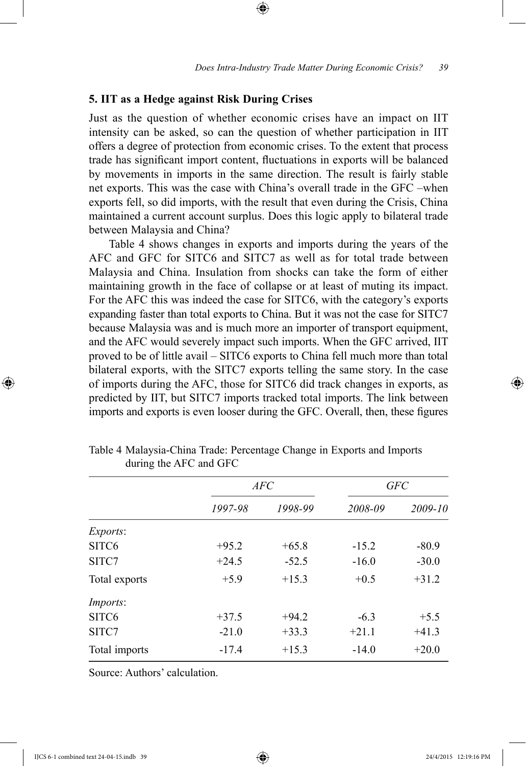## 5. IIT as a Hedge against Risk During Crises

Just as the question of whether economic crises have an impact on IIT intensity can be asked, so can the question of whether participation in IIT offers a degree of protection from economic crises. To the extent that process trade has significant import content, fluctuations in exports will be balanced by movements in imports in the same direction. The result is fairly stable net exports. This was the case with China's overall trade in the GFC –when exports fell, so did imports, with the result that even during the Crisis, China maintained a current account surplus. Does this logic apply to bilateral trade between Malaysia and China?

Table 4 shows changes in exports and imports during the years of the AFC and GFC for SITC6 and SITC7 as well as for total trade between Malaysia and China. Insulation from shocks can take the form of either maintaining growth in the face of collapse or at least of muting its impact. For the AFC this was indeed the case for SITC6, with the category's exports expanding faster than total exports to China. But it was not the case for SITC7 because Malaysia was and is much more an importer of transport equipment, and the AFC would severely impact such imports. When the GFC arrived, IIT proved to be of little avail – SITC6 exports to China fell much more than total bilateral exports, with the SITC7 exports telling the same story. In the case of imports during the AFC, those for SITC6 did track changes in exports, as predicted by IIT, but SITC7 imports tracked total imports. The link between imports and exports is even looser during the GFC. Overall, then, these figures

Table 4 Malaysia-China Trade: Percentage Change in Exports and Imports during the AFC and GFC

| | *AFC* | | *GFC* | |
|---|---|---|---|---|
| | *1997-98* | *1998-99* | *2008-09* | *2009-10* |
| *Exports*: | | | | |
| SITC6 | +95.2 | +65.8 | -15.2 | -80.9 |
| SITC7 | +24.5 | -52.5 | -16.0 | -30.0 |
| Total exports | +5.9 | +15.3 | +0.5 | +31.2 |
| *Imports*: | | | | |
| SITC6 | +37.5 | +94.2 | -6.3 | +5.5 |
| SITC7 | -21.0 | +33.3 | +21.1 | +41.3 |
| Total imports | -17.4 | +15.3 | -14.0 | +20.0 |

Source: Authors' calculation.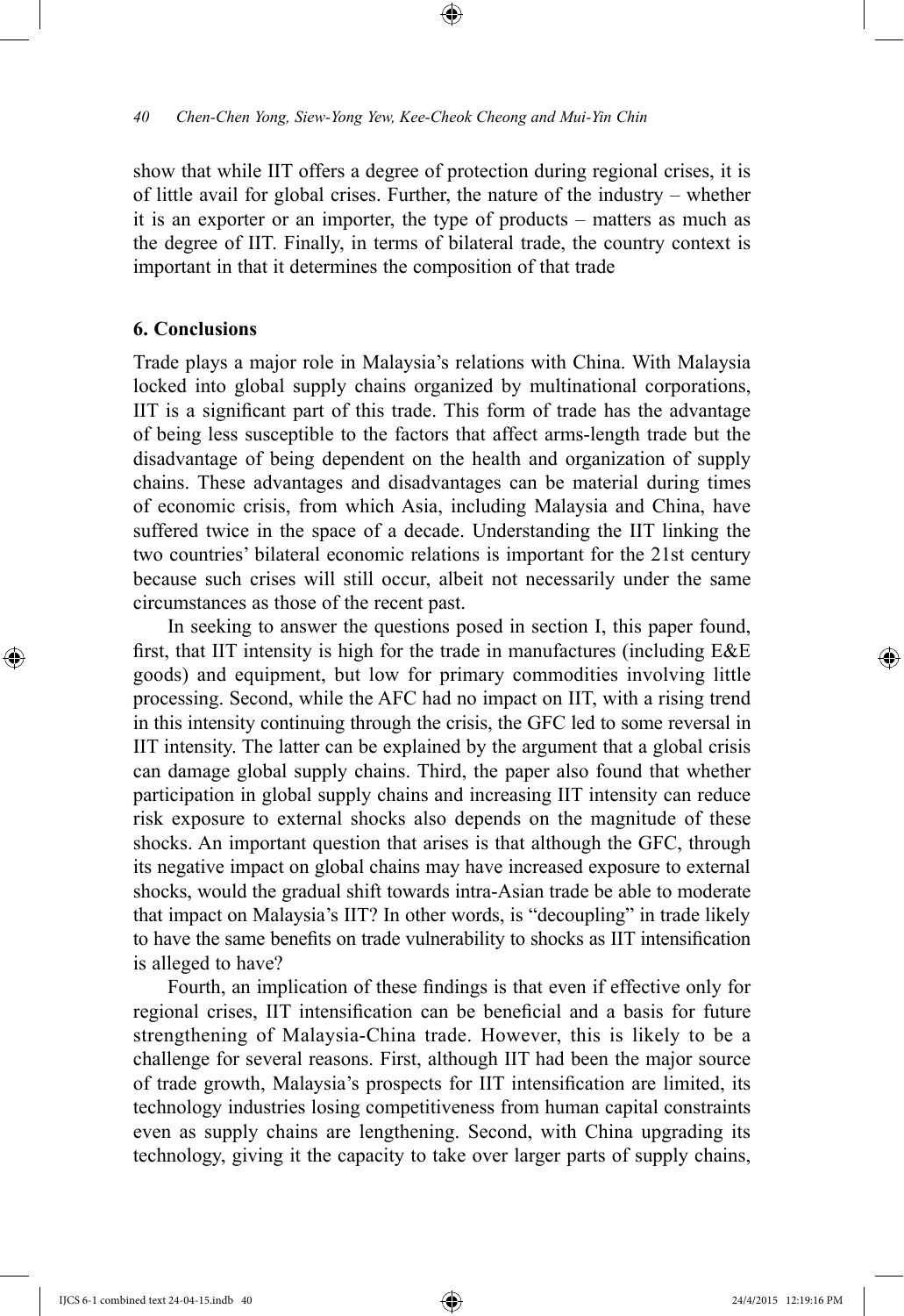show that while IIT offers a degree of protection during regional crises, it is of little avail for global crises. Further, the nature of the industry – whether it is an exporter or an importer, the type of products – matters as much as the degree of IIT. Finally, in terms of bilateral trade, the country context is important in that it determines the composition of that trade

## 6. Conclusions

Trade plays a major role in Malaysia's relations with China. With Malaysia locked into global supply chains organized by multinational corporations, IIT is a significant part of this trade. This form of trade has the advantage of being less susceptible to the factors that affect arms-length trade but the disadvantage of being dependent on the health and organization of supply chains. These advantages and disadvantages can be material during times of economic crisis, from which Asia, including Malaysia and China, have suffered twice in the space of a decade. Understanding the IIT linking the two countries' bilateral economic relations is important for the 21st century because such crises will still occur, albeit not necessarily under the same circumstances as those of the recent past.

In seeking to answer the questions posed in section I, this paper found, first, that IIT intensity is high for the trade in manufactures (including E&E goods) and equipment, but low for primary commodities involving little processing. Second, while the AFC had no impact on IIT, with a rising trend in this intensity continuing through the crisis, the GFC led to some reversal in IIT intensity. The latter can be explained by the argument that a global crisis can damage global supply chains. Third, the paper also found that whether participation in global supply chains and increasing IIT intensity can reduce risk exposure to external shocks also depends on the magnitude of these shocks. An important question that arises is that although the GFC, through its negative impact on global chains may have increased exposure to external shocks, would the gradual shift towards intra-Asian trade be able to moderate that impact on Malaysia's IIT? In other words, is "decoupling" in trade likely to have the same benefits on trade vulnerability to shocks as IIT intensification is alleged to have?

Fourth, an implication of these findings is that even if effective only for regional crises, IIT intensification can be beneficial and a basis for future strengthening of Malaysia-China trade. However, this is likely to be a challenge for several reasons. First, although IIT had been the major source of trade growth, Malaysia's prospects for IIT intensification are limited, its technology industries losing competitiveness from human capital constraints even as supply chains are lengthening. Second, with China upgrading its technology, giving it the capacity to take over larger parts of supply chains,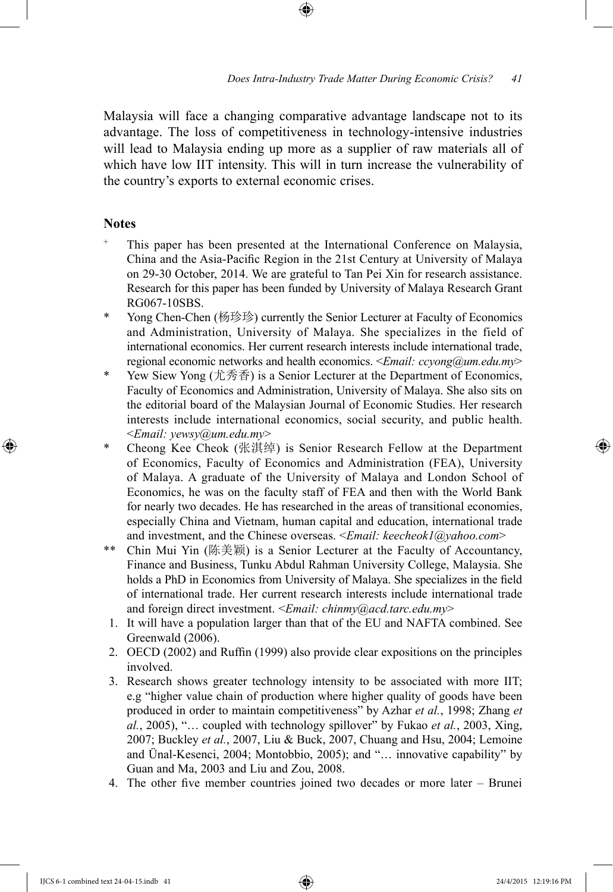Malaysia will face a changing comparative advantage landscape not to its advantage. The loss of competitiveness in technology-intensive industries will lead to Malaysia ending up more as a supplier of raw materials all of which have low IIT intensity. This will in turn increase the vulnerability of the country's exports to external economic crises.

## Notes

- + This paper has been presented at the International Conference on Malaysia, China and the Asia-Pacific Region in the 21st Century at University of Malaya on 29-30 October, 2014. We are grateful to Tan Pei Xin for research assistance. Research for this paper has been funded by University of Malaya Research Grant RG067-10SBS.
- * Yong Chen-Chen (杨珍珍) currently the Senior Lecturer at Faculty of Economics and Administration, University of Malaya. She specializes in the field of international economics. Her current research interests include international trade, regional economic networks and health economics. <*Email: ccyong@um.edu.my*>
- * Yew Siew Yong (尤秀香) is a Senior Lecturer at the Department of Economics, Faculty of Economics and Administration, University of Malaya. She also sits on the editorial board of the Malaysian Journal of Economic Studies. Her research interests include international economics, social security, and public health. <*Email: yewsy@um.edu.my*>
- * Cheong Kee Cheok (张淇绰) is Senior Research Fellow at the Department of Economics, Faculty of Economics and Administration (FEA), University of Malaya. A graduate of the University of Malaya and London School of Economics, he was on the faculty staff of FEA and then with the World Bank for nearly two decades. He has researched in the areas of transitional economies, especially China and Vietnam, human capital and education, international trade and investment, and the Chinese overseas. <*Email: keecheok1@yahoo.com*>
- ** Chin Mui Yin (陈美颖) is a Senior Lecturer at the Faculty of Accountancy, Finance and Business, Tunku Abdul Rahman University College, Malaysia. She holds a PhD in Economics from University of Malaya. She specializes in the field of international trade. Her current research interests include international trade and foreign direct investment. <*Email: chinmy@acd.tarc.edu.my*>

1. It will have a population larger than that of the EU and NAFTA combined. See Greenwald (2006).
2. OECD (2002) and Ruffin (1999) also provide clear expositions on the principles involved.
3. Research shows greater technology intensity to be associated with more IIT; e.g "higher value chain of production where higher quality of goods have been produced in order to maintain competitiveness" by Azhar *et al.*, 1998; Zhang *et al.*, 2005), "… coupled with technology spillover" by Fukao *et al.*, 2003, Xing, 2007; Buckley *et al.*, 2007, Liu & Buck, 2007, Chuang and Hsu, 2004; Lemoine and Ünal-Kesenci, 2004; Montobbio, 2005); and "… innovative capability" by Guan and Ma, 2003 and Liu and Zou, 2008.
4. The other five member countries joined two decades or more later – Brunei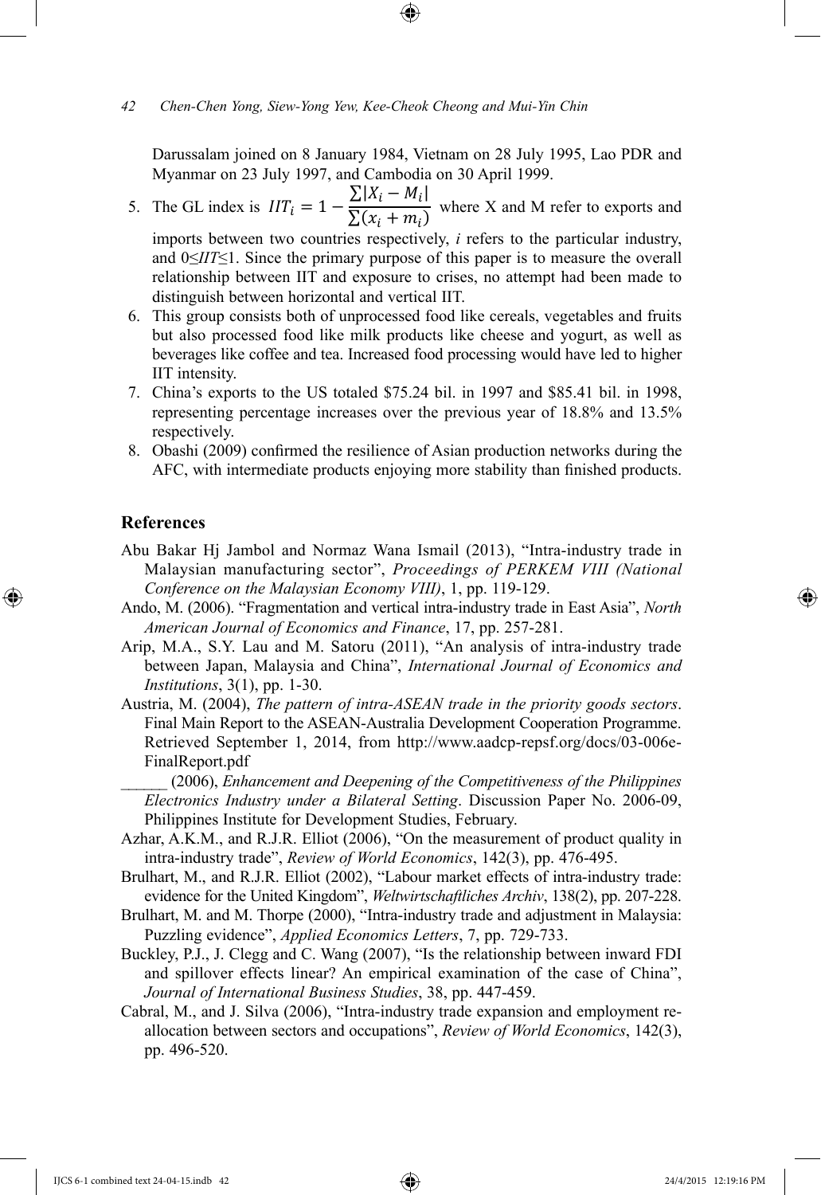Darussalam joined on 8 January 1984, Vietnam on 28 July 1995, Lao PDR and Myanmar on 23 July 1997, and Cambodia on 30 April 1999.

5. The GL index is $IIT_i = 1 - \frac{\sum|X_i - M_i|}{\sum(x_i + m_i)}$ where X and M refer to exports and imports between two countries respectively, *i* refers to the particular industry, and $0 \leq IIT \leq 1$. Since the primary purpose of this paper is to measure the overall relationship between IIT and exposure to crises, no attempt had been made to distinguish between horizontal and vertical IIT.
6. This group consists both of unprocessed food like cereals, vegetables and fruits but also processed food like milk products like cheese and yogurt, as well as beverages like coffee and tea. Increased food processing would have led to higher IIT intensity.
7. China's exports to the US totaled $75.24 bil. in 1997 and $85.41 bil. in 1998, representing percentage increases over the previous year of 18.8% and 13.5% respectively.
8. Obashi (2009) confirmed the resilience of Asian production networks during the AFC, with intermediate products enjoying more stability than finished products.

## References

Abu Bakar Hj Jambol and Normaz Wana Ismail (2013), "Intra-industry trade in Malaysian manufacturing sector", *Proceedings of PERKEM VIII (National Conference on the Malaysian Economy VIII)*, 1, pp. 119-129.

Ando, M. (2006). "Fragmentation and vertical intra-industry trade in East Asia", *North American Journal of Economics and Finance*, 17, pp. 257-281.

Arip, M.A., S.Y. Lau and M. Satoru (2011), "An analysis of intra-industry trade between Japan, Malaysia and China", *International Journal of Economics and Institutions*, 3(1), pp. 1-30.

Austria, M. (2004), *The pattern of intra-ASEAN trade in the priority goods sectors*. Final Main Report to the ASEAN-Australia Development Cooperation Programme. Retrieved September 1, 2014, from http://www.aadcp-repsf.org/docs/03-006e-FinalReport.pdf

______ (2006), *Enhancement and Deepening of the Competitiveness of the Philippines Electronics Industry under a Bilateral Setting*. Discussion Paper No. 2006-09, Philippines Institute for Development Studies, February.

Azhar, A.K.M., and R.J.R. Elliot (2006), "On the measurement of product quality in intra-industry trade", *Review of World Economics*, 142(3), pp. 476-495.

Brulhart, M., and R.J.R. Elliot (2002), "Labour market effects of intra-industry trade: evidence for the United Kingdom", *Weltwirtschaftliches Archiv*, 138(2), pp. 207-228.

Brulhart, M. and M. Thorpe (2000), "Intra-industry trade and adjustment in Malaysia: Puzzling evidence", *Applied Economics Letters*, 7, pp. 729-733.

Buckley, P.J., J. Clegg and C. Wang (2007), "Is the relationship between inward FDI and spillover effects linear? An empirical examination of the case of China", *Journal of International Business Studies*, 38, pp. 447-459.

Cabral, M., and J. Silva (2006), "Intra-industry trade expansion and employment re-allocation between sectors and occupations", *Review of World Economics*, 142(3), pp. 496-520.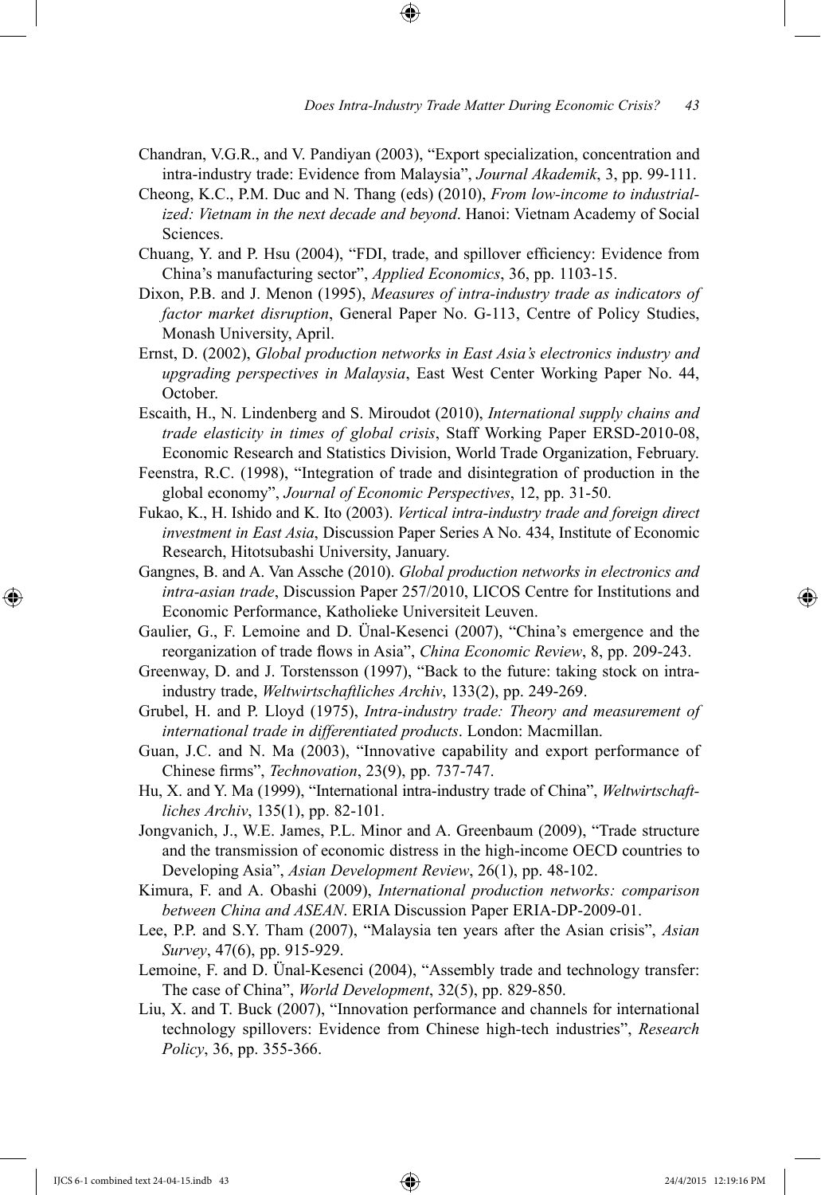Chandran, V.G.R., and V. Pandiyan (2003), "Export specialization, concentration and intra-industry trade: Evidence from Malaysia", *Journal Akademik*, 3, pp. 99-111.

Cheong, K.C., P.M. Duc and N. Thang (eds) (2010), *From low-income to industrialized: Vietnam in the next decade and beyond*. Hanoi: Vietnam Academy of Social Sciences.

Chuang, Y. and P. Hsu (2004), "FDI, trade, and spillover efficiency: Evidence from China's manufacturing sector", *Applied Economics*, 36, pp. 1103-15.

Dixon, P.B. and J. Menon (1995), *Measures of intra-industry trade as indicators of factor market disruption*, General Paper No. G-113, Centre of Policy Studies, Monash University, April.

Ernst, D. (2002), *Global production networks in East Asia's electronics industry and upgrading perspectives in Malaysia*, East West Center Working Paper No. 44, October.

Escaith, H., N. Lindenberg and S. Miroudot (2010), *International supply chains and trade elasticity in times of global crisis*, Staff Working Paper ERSD-2010-08, Economic Research and Statistics Division, World Trade Organization, February.

Feenstra, R.C. (1998), "Integration of trade and disintegration of production in the global economy", *Journal of Economic Perspectives*, 12, pp. 31-50.

Fukao, K., H. Ishido and K. Ito (2003). *Vertical intra-industry trade and foreign direct investment in East Asia*, Discussion Paper Series A No. 434, Institute of Economic Research, Hitotsubashi University, January.

Gangnes, B. and A. Van Assche (2010). *Global production networks in electronics and intra-asian trade*, Discussion Paper 257/2010, LICOS Centre for Institutions and Economic Performance, Katholieke Universiteit Leuven.

Gaulier, G., F. Lemoine and D. Ünal-Kesenci (2007), "China's emergence and the reorganization of trade flows in Asia", *China Economic Review*, 8, pp. 209-243.

Greenway, D. and J. Torstensson (1997), "Back to the future: taking stock on intra-industry trade, *Weltwirtschaftliches Archiv*, 133(2), pp. 249-269.

Grubel, H. and P. Lloyd (1975), *Intra-industry trade: Theory and measurement of international trade in differentiated products*. London: Macmillan.

Guan, J.C. and N. Ma (2003), "Innovative capability and export performance of Chinese firms", *Technovation*, 23(9), pp. 737-747.

Hu, X. and Y. Ma (1999), "International intra-industry trade of China", *Weltwirtschaftliches Archiv*, 135(1), pp. 82-101.

Jongvanich, J., W.E. James, P.L. Minor and A. Greenbaum (2009), "Trade structure and the transmission of economic distress in the high-income OECD countries to Developing Asia", *Asian Development Review*, 26(1), pp. 48-102.

Kimura, F. and A. Obashi (2009), *International production networks: comparison between China and ASEAN*. ERIA Discussion Paper ERIA-DP-2009-01.

Lee, P.P. and S.Y. Tham (2007), "Malaysia ten years after the Asian crisis", *Asian Survey*, 47(6), pp. 915-929.

Lemoine, F. and D. Ünal-Kesenci (2004), "Assembly trade and technology transfer: The case of China", *World Development*, 32(5), pp. 829-850.

Liu, X. and T. Buck (2007), "Innovation performance and channels for international technology spillovers: Evidence from Chinese high-tech industries", *Research Policy*, 36, pp. 355-366.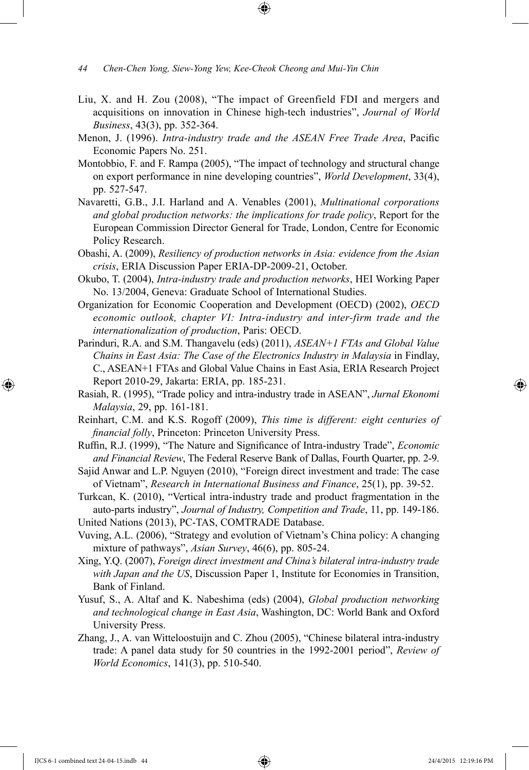Liu, X. and H. Zou (2008), "The impact of Greenfield FDI and mergers and acquisitions on innovation in Chinese high-tech industries", *Journal of World Business*, 43(3), pp. 352-364.

Menon, J. (1996). *Intra-industry trade and the ASEAN Free Trade Area*, Pacific Economic Papers No. 251.

Montobbio, F. and F. Rampa (2005), "The impact of technology and structural change on export performance in nine developing countries", *World Development*, 33(4), pp. 527-547.

Navaretti, G.B., J.I. Harland and A. Venables (2001), *Multinational corporations and global production networks: the implications for trade policy*, Report for the European Commission Director General for Trade, London, Centre for Economic Policy Research.

Obashi, A. (2009), *Resiliency of production networks in Asia: evidence from the Asian crisis*, ERIA Discussion Paper ERIA-DP-2009-21, October.

Okubo, T. (2004), *Intra-industry trade and production networks*, HEI Working Paper No. 13/2004, Geneva: Graduate School of International Studies.

Organization for Economic Cooperation and Development (OECD) (2002), *OECD economic outlook, chapter VI: Intra-industry and inter-firm trade and the internationalization of production*, Paris: OECD.

Parinduri, R.A. and S.M. Thangavelu (eds) (2011), *ASEAN+1 FTAs and Global Value Chains in East Asia: The Case of the Electronics Industry in Malaysia* in Findlay, C., ASEAN+1 FTAs and Global Value Chains in East Asia, ERIA Research Project Report 2010-29, Jakarta: ERIA, pp. 185-231.

Rasiah, R. (1995), "Trade policy and intra-industry trade in ASEAN", *Jurnal Ekonomi Malaysia*, 29, pp. 161-181.

Reinhart, C.M. and K.S. Rogoff (2009), *This time is different: eight centuries of financial folly*, Princeton: Princeton University Press.

Ruffin, R.J. (1999), "The Nature and Significance of Intra-industry Trade", *Economic and Financial Review*, The Federal Reserve Bank of Dallas, Fourth Quarter, pp. 2-9.

Sajid Anwar and L.P. Nguyen (2010), "Foreign direct investment and trade: The case of Vietnam", *Research in International Business and Finance*, 25(1), pp. 39-52.

Turkcan, K. (2010), "Vertical intra-industry trade and product fragmentation in the auto-parts industry", *Journal of Industry, Competition and Trade*, 11, pp. 149-186.

United Nations (2013), PC-TAS, COMTRADE Database.

Vuving, A.L. (2006), "Strategy and evolution of Vietnam's China policy: A changing mixture of pathways", *Asian Survey*, 46(6), pp. 805-24.

Xing, Y.Q. (2007), *Foreign direct investment and China's bilateral intra-industry trade with Japan and the US*, Discussion Paper 1, Institute for Economies in Transition, Bank of Finland.

Yusuf, S., A. Altaf and K. Nabeshima (eds) (2004), *Global production networking and technological change in East Asia*, Washington, DC: World Bank and Oxford University Press.

Zhang, J., A. van Witteloostuijn and C. Zhou (2005), "Chinese bilateral intra-industry trade: A panel data study for 50 countries in the 1992-2001 period", *Review of World Economics*, 141(3), pp. 510-540.